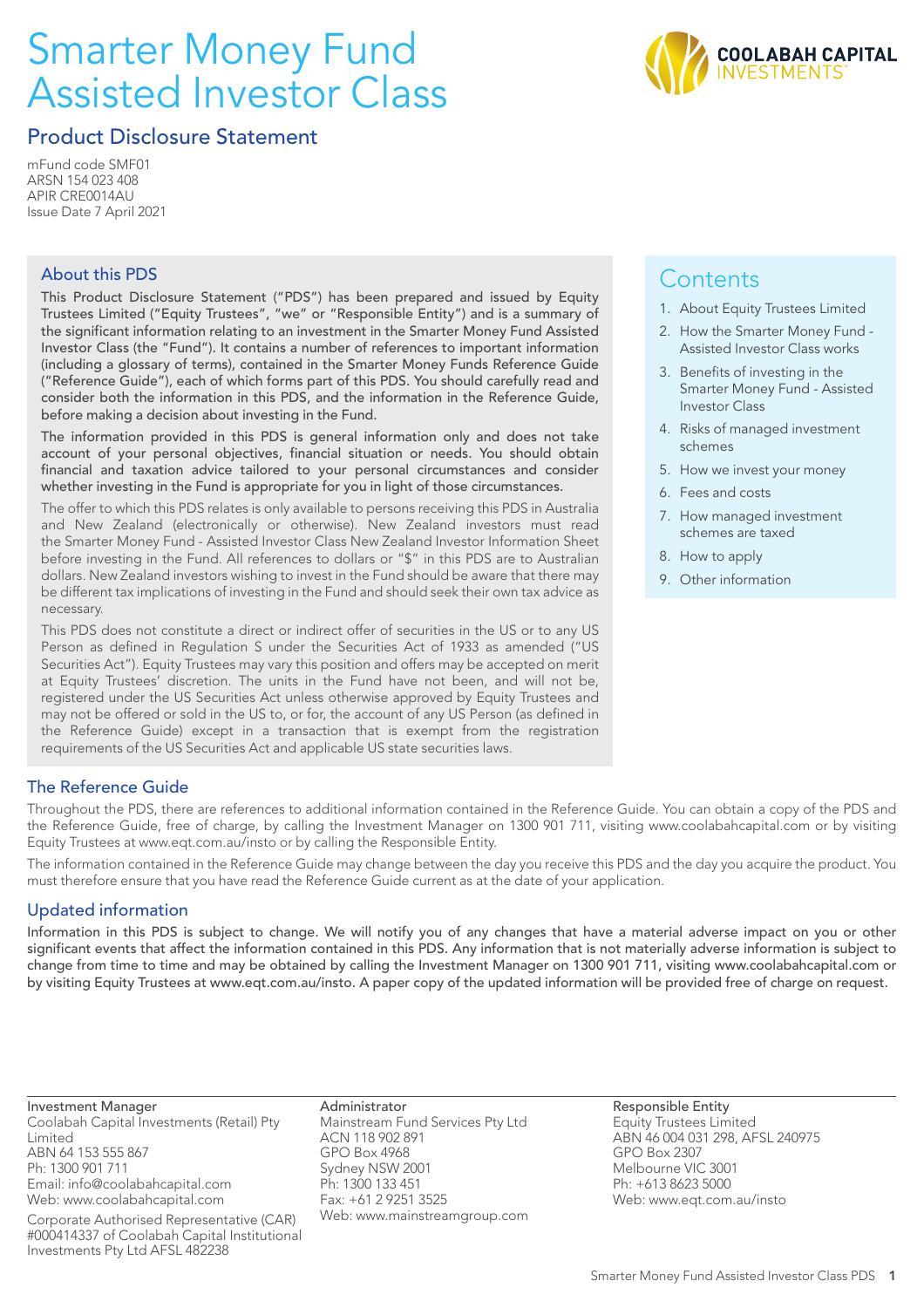# Smarter Money Fund Assisted Investor Class

## Product Disclosure Statement

mFund code SMF01
ARSN 154 023 408
APIR CRE0014AU
Issue Date 7 April 2021

COOLABAH CAPITAL INVESTMENTS™

### About this PDS

**This Product Disclosure Statement ("PDS") has been prepared and issued by Equity Trustees Limited ("Equity Trustees", "we" or "Responsible Entity") and is a summary of the significant information relating to an investment in the Smarter Money Fund Assisted Investor Class (the "Fund"). It contains a number of references to important information (including a glossary of terms), contained in the Smarter Money Funds Reference Guide ("Reference Guide"), each of which forms part of this PDS. You should carefully read and consider both the information in this PDS, and the information in the Reference Guide, before making a decision about investing in the Fund.**

**The information provided in this PDS is general information only and does not take account of your personal objectives, financial situation or needs. You should obtain financial and taxation advice tailored to your personal circumstances and consider whether investing in the Fund is appropriate for you in light of those circumstances.**

The offer to which this PDS relates is only available to persons receiving this PDS in Australia and New Zealand (electronically or otherwise). New Zealand investors must read the Smarter Money Fund - Assisted Investor Class New Zealand Investor Information Sheet before investing in the Fund. All references to dollars or "$" in this PDS are to Australian dollars. New Zealand investors wishing to invest in the Fund should be aware that there may be different tax implications of investing in the Fund and should seek their own tax advice as necessary.

This PDS does not constitute a direct or indirect offer of securities in the US or to any US Person as defined in Regulation S under the Securities Act of 1933 as amended ("US Securities Act"). Equity Trustees may vary this position and offers may be accepted on merit at Equity Trustees' discretion. The units in the Fund have not been, and will not be, registered under the US Securities Act unless otherwise approved by Equity Trustees and may not be offered or sold in the US to, or for, the account of any US Person (as defined in the Reference Guide) except in a transaction that is exempt from the registration requirements of the US Securities Act and applicable US state securities laws.

### Contents

1. About Equity Trustees Limited
2. How the Smarter Money Fund - Assisted Investor Class works
3. Benefits of investing in the Smarter Money Fund - Assisted Investor Class
4. Risks of managed investment schemes
5. How we invest your money
6. Fees and costs
7. How managed investment schemes are taxed
8. How to apply
9. Other information

### The Reference Guide

Throughout the PDS, there are references to additional information contained in the Reference Guide. You can obtain a copy of the PDS and the Reference Guide, free of charge, by calling the Investment Manager on 1300 901 711, visiting www.coolabahcapital.com or by visiting Equity Trustees at www.eqt.com.au/insto or by calling the Responsible Entity.

The information contained in the Reference Guide may change between the day you receive this PDS and the day you acquire the product. You must therefore ensure that you have read the Reference Guide current as at the date of your application.

### Updated information

**Information in this PDS is subject to change. We will notify you of any changes that have a material adverse impact on you or other significant events that affect the information contained in this PDS. Any information that is not materially adverse information is subject to change from time to time and may be obtained by calling the Investment Manager on 1300 901 711, visiting www.coolabahcapital.com or by visiting Equity Trustees at www.eqt.com.au/insto. A paper copy of the updated information will be provided free of charge on request.**

**Investment Manager**
Coolabah Capital Investments (Retail) Pty Limited
ABN 64 153 555 867
Ph: 1300 901 711
Email: info@coolabahcapital.com
Web: www.coolabahcapital.com

Corporate Authorised Representative (CAR) #000414337 of Coolabah Capital Institutional Investments Pty Ltd AFSL 482238

**Administrator**
Mainstream Fund Services Pty Ltd
ACN 118 902 891
GPO Box 4968
Sydney NSW 2001
Ph: 1300 133 451
Fax: +61 2 9251 3525
Web: www.mainstreamgroup.com

**Responsible Entity**
Equity Trustees Limited
ABN 46 004 031 298, AFSL 240975
GPO Box 2307
Melbourne VIC 3001
Ph: +613 8623 5000
Web: www.eqt.com.au/insto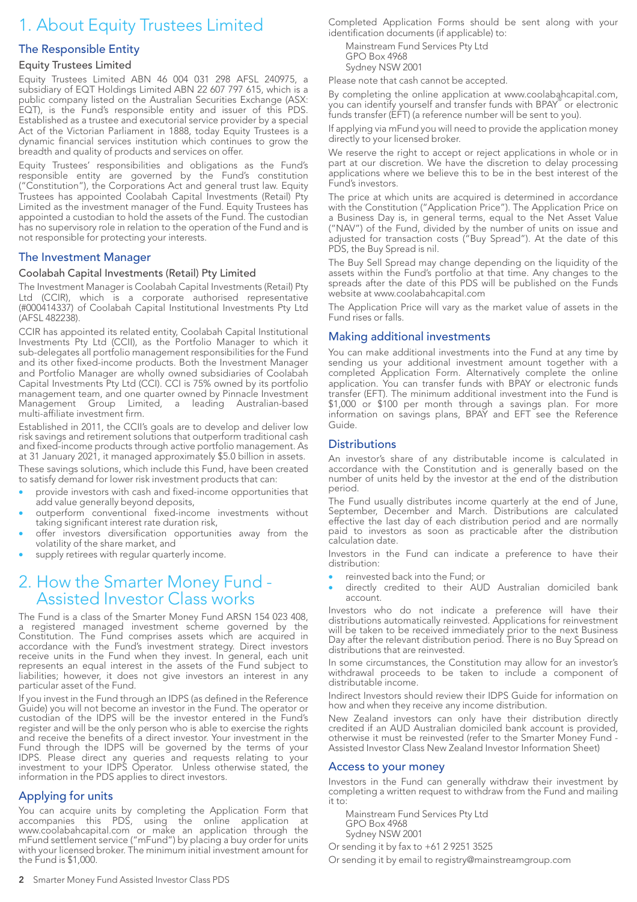# 1. About Equity Trustees Limited

## The Responsible Entity

### Equity Trustees Limited

Equity Trustees Limited ABN 46 004 031 298 AFSL 240975, a subsidiary of EQT Holdings Limited ABN 22 607 797 615, which is a public company listed on the Australian Securities Exchange (ASX: EQT), is the Fund's responsible entity and issuer of this PDS. Established as a trustee and executorial service provider by a special Act of the Victorian Parliament in 1888, today Equity Trustees is a dynamic financial services institution which continues to grow the breadth and quality of products and services on offer.

Equity Trustees' responsibilities and obligations as the Fund's responsible entity are governed by the Fund's constitution ("Constitution"), the Corporations Act and general trust law. Equity Trustees has appointed Coolabah Capital Investments (Retail) Pty Limited as the investment manager of the Fund. Equity Trustees has appointed a custodian to hold the assets of the Fund. The custodian has no supervisory role in relation to the operation of the Fund and is not responsible for protecting your interests.

## The Investment Manager

### Coolabah Capital Investments (Retail) Pty Limited

The Investment Manager is Coolabah Capital Investments (Retail) Pty Ltd (CCIR), which is a corporate authorised representative (#000414337) of Coolabah Capital Institutional Investments Pty Ltd (AFSL 482238).

CCIR has appointed its related entity, Coolabah Capital Institutional Investments Pty Ltd (CCII), as the Portfolio Manager to which it sub-delegates all portfolio management responsibilities for the Fund and its other fixed-income products. Both the Investment Manager and Portfolio Manager are wholly owned subsidiaries of Coolabah Capital Investments Pty Ltd (CCI). CCI is 75% owned by its portfolio management team, and one quarter owned by Pinnacle Investment Management Group Limited, a leading Australian-based multi-affiliate investment firm.

Established in 2011, the CCII's goals are to develop and deliver low risk savings and retirement solutions that outperform traditional cash and fixed-income products through active portfolio management. As at 31 January 2021, it managed approximately $5.0 billion in assets.

These savings solutions, which include this Fund, have been created to satisfy demand for lower risk investment products that can:

- provide investors with cash and fixed-income opportunities that add value generally beyond deposits,
- outperform conventional fixed-income investments without taking significant interest rate duration risk,
- offer investors diversification opportunities away from the volatility of the share market, and
- supply retirees with regular quarterly income.

# 2. How the Smarter Money Fund - Assisted Investor Class works

The Fund is a class of the Smarter Money Fund ARSN 154 023 408, a registered managed investment scheme governed by the Constitution. The Fund comprises assets which are acquired in accordance with the Fund's investment strategy. Direct investors receive units in the Fund when they invest. In general, each unit represents an equal interest in the assets of the Fund subject to liabilities; however, it does not give investors an interest in any particular asset of the Fund.

If you invest in the Fund through an IDPS (as defined in the Reference Guide) you will not become an investor in the Fund. The operator or custodian of the IDPS will be the investor entered in the Fund's register and will be the only person who is able to exercise the rights and receive the benefits of a direct investor. Your investment in the Fund through the IDPS will be governed by the terms of your IDPS. Please direct any queries and requests relating to your investment to your IDPS Operator. Unless otherwise stated, the information in the PDS applies to direct investors.

## Applying for units

You can acquire units by completing the Application Form that accompanies this PDS, using the online application at www.coolabahcapital.com or make an application through the mFund settlement service ("mFund") by placing a buy order for units with your licensed broker. The minimum initial investment amount for the Fund is $1,000.

Completed Application Forms should be sent along with your identification documents (if applicable) to:

Mainstream Fund Services Pty Ltd
GPO Box 4968
Sydney NSW 2001

Please note that cash cannot be accepted.

By completing the online application at www.coolabahcapital.com, you can identify yourself and transfer funds with BPAY® or electronic funds transfer (EFT) (a reference number will be sent to you).

If applying via mFund you will need to provide the application money directly to your licensed broker.

We reserve the right to accept or reject applications in whole or in part at our discretion. We have the discretion to delay processing applications where we believe this to be in the best interest of the Fund's investors.

The price at which units are acquired is determined in accordance with the Constitution ("Application Price"). The Application Price on a Business Day is, in general terms, equal to the Net Asset Value ("NAV") of the Fund, divided by the number of units on issue and adjusted for transaction costs ("Buy Spread"). At the date of this PDS, the Buy Spread is nil.

The Buy Sell Spread may change depending on the liquidity of the assets within the Fund's portfolio at that time. Any changes to the spreads after the date of this PDS will be published on the Funds website at www.coolabahcapital.com

The Application Price will vary as the market value of assets in the Fund rises or falls.

## Making additional investments

You can make additional investments into the Fund at any time by sending us your additional investment amount together with a completed Application Form. Alternatively complete the online application. You can transfer funds with BPAY or electronic funds transfer (EFT). The minimum additional investment into the Fund is $1,000 or $100 per month through a savings plan. For more information on savings plans, BPAY and EFT see the Reference Guide.

## Distributions

An investor's share of any distributable income is calculated in accordance with the Constitution and is generally based on the number of units held by the investor at the end of the distribution period.

The Fund usually distributes income quarterly at the end of June, September, December and March. Distributions are calculated effective the last day of each distribution period and are normally paid to investors as soon as practicable after the distribution calculation date.

Investors in the Fund can indicate a preference to have their distribution:

- reinvested back into the Fund; or
- directly credited to their AUD Australian domiciled bank account.

Investors who do not indicate a preference will have their distributions automatically reinvested. Applications for reinvestment will be taken to be received immediately prior to the next Business Day after the relevant distribution period. There is no Buy Spread on distributions that are reinvested.

In some circumstances, the Constitution may allow for an investor's withdrawal proceeds to be taken to include a component of distributable income.

Indirect Investors should review their IDPS Guide for information on how and when they receive any income distribution.

New Zealand investors can only have their distribution directly credited if an AUD Australian domiciled bank account is provided, otherwise it must be reinvested (refer to the Smarter Money Fund - Assisted Investor Class New Zealand Investor Information Sheet)

## Access to your money

Investors in the Fund can generally withdraw their investment by completing a written request to withdraw from the Fund and mailing it to:

Mainstream Fund Services Pty Ltd
GPO Box 4968
Sydney NSW 2001

Or sending it by fax to +61 2 9251 3525

Or sending it by email to registry@mainstreamgroup.com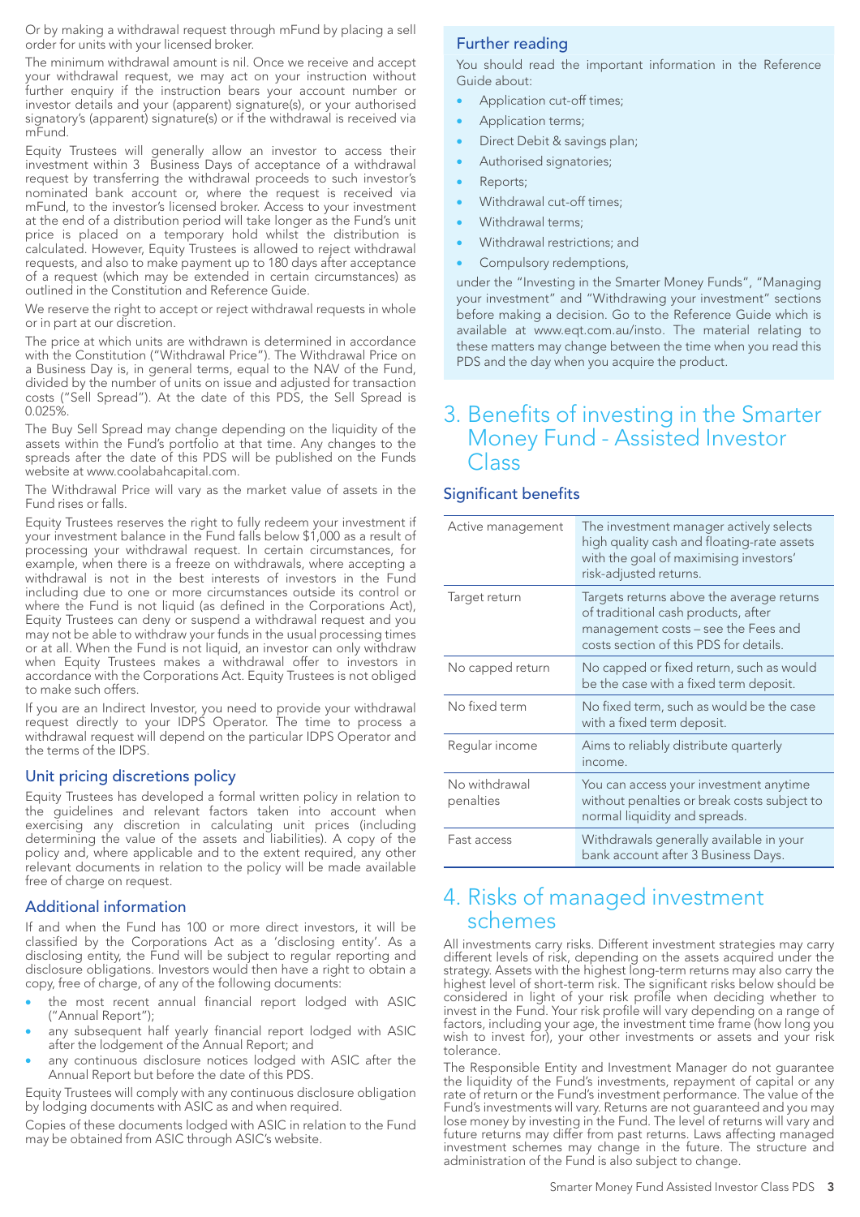Or by making a withdrawal request through mFund by placing a sell order for units with your licensed broker.

The minimum withdrawal amount is nil. Once we receive and accept your withdrawal request, we may act on your instruction without further enquiry if the instruction bears your account number or investor details and your (apparent) signature(s), or your authorised signatory's (apparent) signature(s) or if the withdrawal is received via mFund.

Equity Trustees will generally allow an investor to access their investment within 3 Business Days of acceptance of a withdrawal request by transferring the withdrawal proceeds to such investor's nominated bank account or, where the request is received via mFund, to the investor's licensed broker. Access to your investment at the end of a distribution period will take longer as the Fund's unit price is placed on a temporary hold whilst the distribution is calculated. However, Equity Trustees is allowed to reject withdrawal requests, and also to make payment up to 180 days after acceptance of a request (which may be extended in certain circumstances) as outlined in the Constitution and Reference Guide.

We reserve the right to accept or reject withdrawal requests in whole or in part at our discretion.

The price at which units are withdrawn is determined in accordance with the Constitution ("Withdrawal Price"). The Withdrawal Price on a Business Day is, in general terms, equal to the NAV of the Fund, divided by the number of units on issue and adjusted for transaction costs ("Sell Spread"). At the date of this PDS, the Sell Spread is 0.025%.

The Buy Sell Spread may change depending on the liquidity of the assets within the Fund's portfolio at that time. Any changes to the spreads after the date of this PDS will be published on the Funds website at www.coolabahcapital.com.

The Withdrawal Price will vary as the market value of assets in the Fund rises or falls.

Equity Trustees reserves the right to fully redeem your investment if your investment balance in the Fund falls below $1,000 as a result of processing your withdrawal request. In certain circumstances, for example, when there is a freeze on withdrawals, where accepting a withdrawal is not in the best interests of investors in the Fund including due to one or more circumstances outside its control or where the Fund is not liquid (as defined in the Corporations Act), Equity Trustees can deny or suspend a withdrawal request and you may not be able to withdraw your funds in the usual processing times or at all. When the Fund is not liquid, an investor can only withdraw when Equity Trustees makes a withdrawal offer to investors in accordance with the Corporations Act. Equity Trustees is not obliged to make such offers.

If you are an Indirect Investor, you need to provide your withdrawal request directly to your IDPS Operator. The time to process a withdrawal request will depend on the particular IDPS Operator and the terms of the IDPS.

### Unit pricing discretions policy

Equity Trustees has developed a formal written policy in relation to the guidelines and relevant factors taken into account when exercising any discretion in calculating unit prices (including determining the value of the assets and liabilities). A copy of the policy and, where applicable and to the extent required, any other relevant documents in relation to the policy will be made available free of charge on request.

### Additional information

If and when the Fund has 100 or more direct investors, it will be classified by the Corporations Act as a 'disclosing entity'. As a disclosing entity, the Fund will be subject to regular reporting and disclosure obligations. Investors would then have a right to obtain a copy, free of charge, of any of the following documents:

- the most recent annual financial report lodged with ASIC ("Annual Report");
- any subsequent half yearly financial report lodged with ASIC after the lodgement of the Annual Report; and
- any continuous disclosure notices lodged with ASIC after the Annual Report but before the date of this PDS.

Equity Trustees will comply with any continuous disclosure obligation by lodging documents with ASIC as and when required.

Copies of these documents lodged with ASIC in relation to the Fund may be obtained from ASIC through ASIC's website.

### Further reading

You should read the important information in the Reference Guide about:

- Application cut-off times;
- Application terms;
- Direct Debit & savings plan;
- Authorised signatories;
- Reports;
- Withdrawal cut-off times;
- Withdrawal terms;
- Withdrawal restrictions; and
- Compulsory redemptions,

under the "Investing in the Smarter Money Funds", "Managing your investment" and "Withdrawing your investment" sections before making a decision. Go to the Reference Guide which is available at www.eqt.com.au/insto. The material relating to these matters may change between the time when you read this PDS and the day when you acquire the product.

## 3. Benefits of investing in the Smarter Money Fund - Assisted Investor Class

### Significant benefits

| | |
|---|---|
| Active management | The investment manager actively selects high quality cash and floating-rate assets with the goal of maximising investors' risk-adjusted returns. |
| Target return | Targets returns above the average returns of traditional cash products, after management costs – see the Fees and costs section of this PDS for details. |
| No capped return | No capped or fixed return, such as would be the case with a fixed term deposit. |
| No fixed term | No fixed term, such as would be the case with a fixed term deposit. |
| Regular income | Aims to reliably distribute quarterly income. |
| No withdrawal penalties | You can access your investment anytime without penalties or break costs subject to normal liquidity and spreads. |
| Fast access | Withdrawals generally available in your bank account after 3 Business Days. |

## 4. Risks of managed investment schemes

All investments carry risks. Different investment strategies may carry different levels of risk, depending on the assets acquired under the strategy. Assets with the highest long-term returns may also carry the highest level of short-term risk. The significant risks below should be considered in light of your risk profile when deciding whether to invest in the Fund. Your risk profile will vary depending on a range of factors, including your age, the investment time frame (how long you wish to invest for), your other investments or assets and your risk tolerance.

The Responsible Entity and Investment Manager do not guarantee the liquidity of the Fund's investments, repayment of capital or any rate of return or the Fund's investment performance. The value of the Fund's investments will vary. Returns are not guaranteed and you may lose money by investing in the Fund. The level of returns will vary and future returns may differ from past returns. Laws affecting managed investment schemes may change in the future. The structure and administration of the Fund is also subject to change.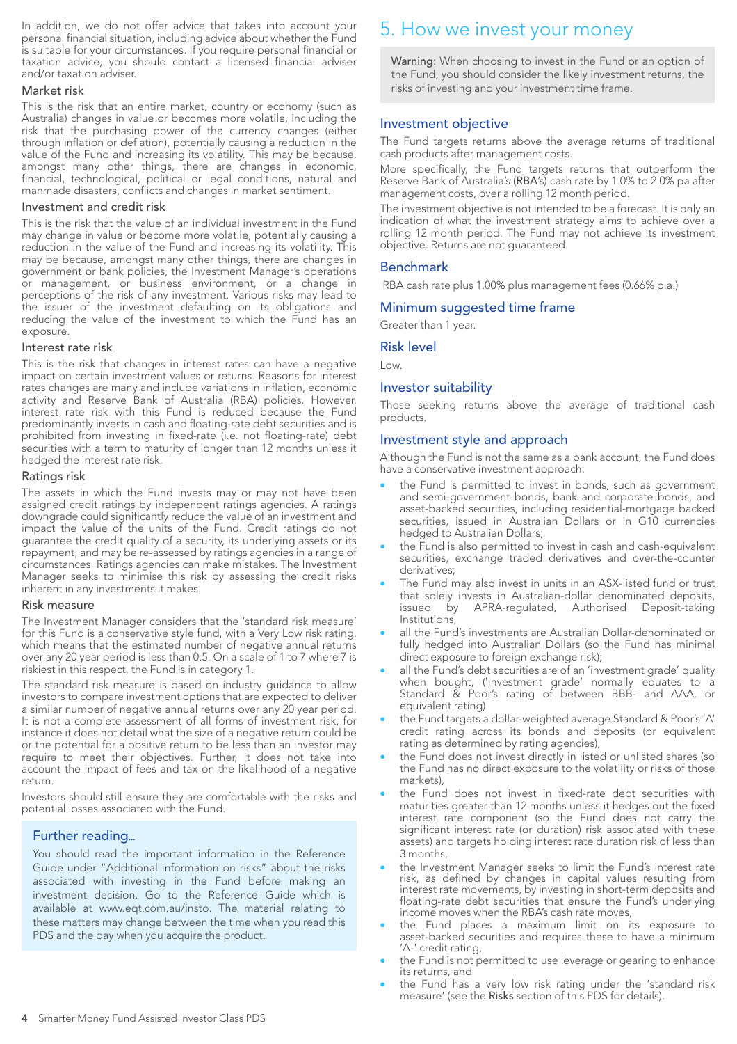In addition, we do not offer advice that takes into account your personal financial situation, including advice about whether the Fund is suitable for your circumstances. If you require personal financial or taxation advice, you should contact a licensed financial adviser and/or taxation adviser.

### Market risk

This is the risk that an entire market, country or economy (such as Australia) changes in value or becomes more volatile, including the risk that the purchasing power of the currency changes (either through inflation or deflation), potentially causing a reduction in the value of the Fund and increasing its volatility. This may be because, amongst many other things, there are changes in economic, financial, technological, political or legal conditions, natural and manmade disasters, conflicts and changes in market sentiment.

### Investment and credit risk

This is the risk that the value of an individual investment in the Fund may change in value or become more volatile, potentially causing a reduction in the value of the Fund and increasing its volatility. This may be because, amongst many other things, there are changes in government or bank policies, the Investment Manager's operations or management, or business environment, or a change in perceptions of the risk of any investment. Various risks may lead to the issuer of the investment defaulting on its obligations and reducing the value of the investment to which the Fund has an exposure.

### Interest rate risk

This is the risk that changes in interest rates can have a negative impact on certain investment values or returns. Reasons for interest rates changes are many and include variations in inflation, economic activity and Reserve Bank of Australia (RBA) policies. However, interest rate risk with this Fund is reduced because the Fund predominantly invests in cash and floating-rate debt securities and is prohibited from investing in fixed-rate (i.e. not floating-rate) debt securities with a term to maturity of longer than 12 months unless it hedged the interest rate risk.

### Ratings risk

The assets in which the Fund invests may or may not have been assigned credit ratings by independent ratings agencies. A ratings downgrade could significantly reduce the value of an investment and impact the value of the units of the Fund. Credit ratings do not guarantee the credit quality of a security, its underlying assets or its repayment, and may be re-assessed by ratings agencies in a range of circumstances. Ratings agencies can make mistakes. The Investment Manager seeks to minimise this risk by assessing the credit risks inherent in any investments it makes.

### Risk measure

The Investment Manager considers that the 'standard risk measure' for this Fund is a conservative style fund, with a Very Low risk rating, which means that the estimated number of negative annual returns over any 20 year period is less than 0.5. On a scale of 1 to 7 where 7 is riskiest in this respect, the Fund is in category 1.

The standard risk measure is based on industry guidance to allow investors to compare investment options that are expected to deliver a similar number of negative annual returns over any 20 year period. It is not a complete assessment of all forms of investment risk, for instance it does not detail what the size of a negative return could be or the potential for a positive return to be less than an investor may require to meet their objectives. Further, it does not take into account the impact of fees and tax on the likelihood of a negative return.

Investors should still ensure they are comfortable with the risks and potential losses associated with the Fund.

### Further reading...

You should read the important information in the Reference Guide under "Additional information on risks" about the risks associated with investing in the Fund before making an investment decision. Go to the Reference Guide which is available at www.eqt.com.au/insto. The material relating to these matters may change between the time when you read this PDS and the day when you acquire the product.

# 5. How we invest your money

**Warning**: When choosing to invest in the Fund or an option of the Fund, you should consider the likely investment returns, the risks of investing and your investment time frame.

## Investment objective

The Fund targets returns above the average returns of traditional cash products after management costs.

More specifically, the Fund targets returns that outperform the Reserve Bank of Australia's (RBA's) cash rate by 1.0% to 2.0% pa after management costs, over a rolling 12 month period.

The investment objective is not intended to be a forecast. It is only an indication of what the investment strategy aims to achieve over a rolling 12 month period. The Fund may not achieve its investment objective. Returns are not guaranteed.

## Benchmark

RBA cash rate plus 1.00% plus management fees (0.66% p.a.)

## Minimum suggested time frame

Greater than 1 year.

## Risk level

Low.

## Investor suitability

Those seeking returns above the average of traditional cash products.

## Investment style and approach

Although the Fund is not the same as a bank account, the Fund does have a conservative investment approach:

- the Fund is permitted to invest in bonds, such as government and semi-government bonds, bank and corporate bonds, and asset-backed securities, including residential-mortgage backed securities, issued in Australian Dollars or in G10 currencies hedged to Australian Dollars;
- the Fund is also permitted to invest in cash and cash-equivalent securities, exchange traded derivatives and over-the-counter derivatives;
- The Fund may also invest in units in an ASX-listed fund or trust that solely invests in Australian-dollar denominated deposits, issued by APRA-regulated, Authorised Deposit-taking Institutions,
- all the Fund's investments are Australian Dollar-denominated or fully hedged into Australian Dollars (so the Fund has minimal direct exposure to foreign exchange risk);
- all the Fund's debt securities are of an 'investment grade' quality when bought, ('investment grade' normally equates to a Standard & Poor's rating of between BBB- and AAA, or equivalent rating).
- the Fund targets a dollar-weighted average Standard & Poor's 'A' credit rating across its bonds and deposits (or equivalent rating as determined by rating agencies),
- the Fund does not invest directly in listed or unlisted shares (so the Fund has no direct exposure to the volatility or risks of those markets),
- the Fund does not invest in fixed-rate debt securities with maturities greater than 12 months unless it hedges out the fixed interest rate component (so the Fund does not carry the significant interest rate (or duration) risk associated with these assets) and targets holding interest rate duration risk of less than 3 months,
- the Investment Manager seeks to limit the Fund's interest rate risk, as defined by changes in capital values resulting from interest rate movements, by investing in short-term deposits and floating-rate debt securities that ensure the Fund's underlying income moves when the RBA's cash rate moves,
- the Fund places a maximum limit on its exposure to asset-backed securities and requires these to have a minimum 'A-' credit rating,
- the Fund is not permitted to use leverage or gearing to enhance its returns, and
- the Fund has a very low risk rating under the 'standard risk measure' (see the **Risks** section of this PDS for details).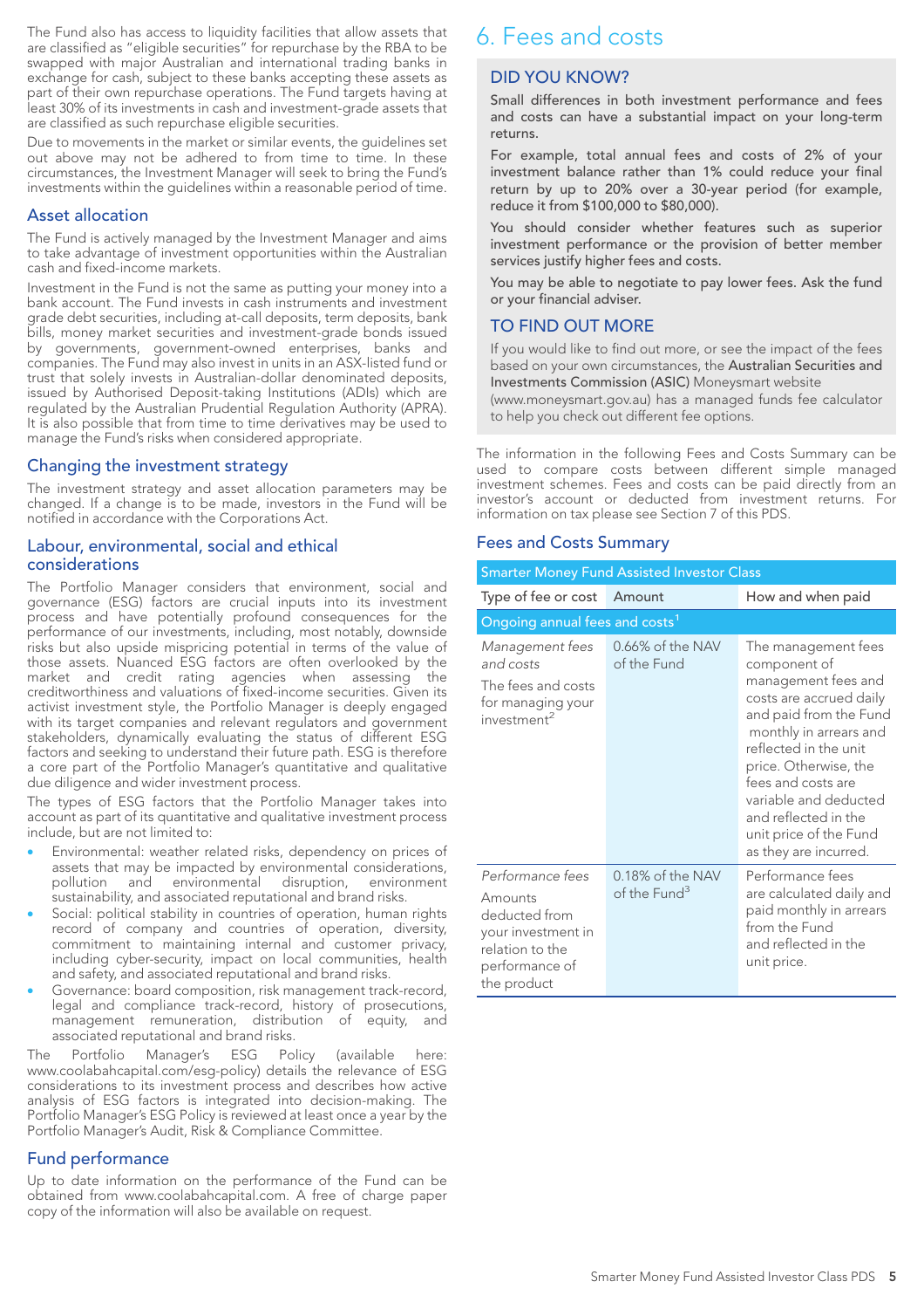The Fund also has access to liquidity facilities that allow assets that are classified as "eligible securities" for repurchase by the RBA to be swapped with major Australian and international trading banks in exchange for cash, subject to these banks accepting these assets as part of their own repurchase operations. The Fund targets having at least 30% of its investments in cash and investment-grade assets that are classified as such repurchase eligible securities.

Due to movements in the market or similar events, the guidelines set out above may not be adhered to from time to time. In these circumstances, the Investment Manager will seek to bring the Fund's investments within the guidelines within a reasonable period of time.

## Asset allocation

The Fund is actively managed by the Investment Manager and aims to take advantage of investment opportunities within the Australian cash and fixed-income markets.

Investment in the Fund is not the same as putting your money into a bank account. The Fund invests in cash instruments and investment grade debt securities, including at-call deposits, term deposits, bank bills, money market securities and investment-grade bonds issued by governments, government-owned enterprises, banks and companies. The Fund may also invest in units in an ASX-listed fund or trust that solely invests in Australian-dollar denominated deposits, issued by Authorised Deposit-taking Institutions (ADIs) which are regulated by the Australian Prudential Regulation Authority (APRA). It is also possible that from time to time derivatives may be used to manage the Fund's risks when considered appropriate.

## Changing the investment strategy

The investment strategy and asset allocation parameters may be changed. If a change is to be made, investors in the Fund will be notified in accordance with the Corporations Act.

## Labour, environmental, social and ethical considerations

The Portfolio Manager considers that environment, social and governance (ESG) factors are crucial inputs into its investment process and have potentially profound consequences for the performance of our investments, including, most notably, downside risks but also upside mispricing potential in terms of the value of those assets. Nuanced ESG factors are often overlooked by the market and credit rating agencies when assessing the creditworthiness and valuations of fixed-income securities. Given its activist investment style, the Portfolio Manager is deeply engaged with its target companies and relevant regulators and government stakeholders, dynamically evaluating the status of different ESG factors and seeking to understand their future path. ESG is therefore a core part of the Portfolio Manager's quantitative and qualitative due diligence and wider investment process.

The types of ESG factors that the Portfolio Manager takes into account as part of its quantitative and qualitative investment process include, but are not limited to:

- Environmental: weather related risks, dependency on prices of assets that may be impacted by environmental considerations, pollution and environmental disruption, environment sustainability, and associated reputational and brand risks.
- Social: political stability in countries of operation, human rights record of company and countries of operation, diversity, commitment to maintaining internal and customer privacy, including cyber-security, impact on local communities, health and safety, and associated reputational and brand risks.
- Governance: board composition, risk management track-record, legal and compliance track-record, history of prosecutions, management remuneration, distribution of equity, and associated reputational and brand risks.

The Portfolio Manager's ESG Policy (available here: www.coolabahcapital.com/esg-policy) details the relevance of ESG considerations to its investment process and describes how active analysis of ESG factors is integrated into decision-making. The Portfolio Manager's ESG Policy is reviewed at least once a year by the Portfolio Manager's Audit, Risk & Compliance Committee.

## Fund performance

Up to date information on the performance of the Fund can be obtained from www.coolabahcapital.com. A free of charge paper copy of the information will also be available on request.

# 6. Fees and costs

### DID YOU KNOW?

Small differences in both investment performance and fees and costs can have a substantial impact on your long-term returns.

For example, total annual fees and costs of 2% of your investment balance rather than 1% could reduce your final return by up to 20% over a 30-year period (for example, reduce it from $100,000 to $80,000).

You should consider whether features such as superior investment performance or the provision of better member services justify higher fees and costs.

You may be able to negotiate to pay lower fees. Ask the fund or your financial adviser.

### TO FIND OUT MORE

If you would like to find out more, or see the impact of the fees based on your own circumstances, the Australian Securities and Investments Commission (ASIC) Moneysmart website (www.moneysmart.gov.au) has a managed funds fee calculator to help you check out different fee options.

The information in the following Fees and Costs Summary can be used to compare costs between different simple managed investment schemes. Fees and costs can be paid directly from an investor's account or deducted from investment returns. For information on tax please see Section 7 of this PDS.

## Fees and Costs Summary

| Smarter Money Fund Assisted Investor Class | | |
|---|---|---|
| Type of fee or cost | Amount | How and when paid |
| Ongoing annual fees and costs[1] | | |
| *Management fees and costs*<br>The fees and costs for managing your investment[2] | 0.66% of the NAV of the Fund | The management fees component of management fees and costs are accrued daily and paid from the Fund monthly in arrears and reflected in the unit price. Otherwise, the fees and costs are variable and deducted and reflected in the unit price of the Fund as they are incurred. |
| *Performance fees*<br>Amounts deducted from your investment in relation to the performance of the product | 0.18% of the NAV of the Fund[3] | Performance fees are calculated daily and paid monthly in arrears from the Fund and reflected in the unit price. |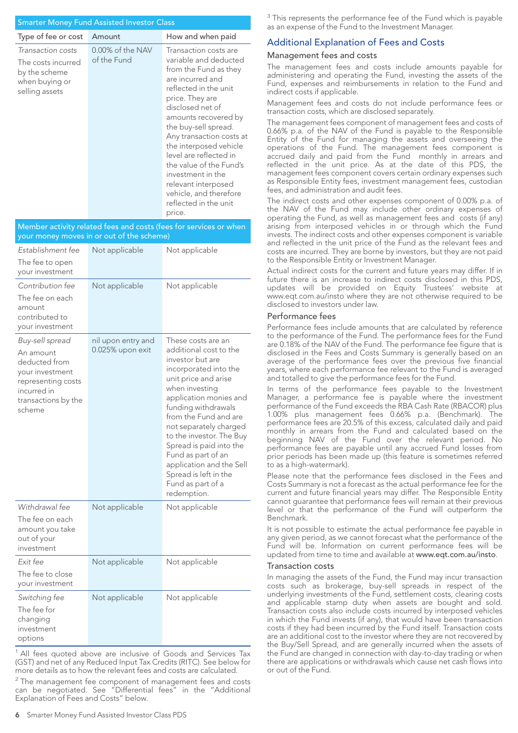| Smarter Money Fund Assisted Investor Class | | |
|---|---|---|
| Type of fee or cost | Amount | How and when paid |
| *Transaction costs* The costs incurred by the scheme when buying or selling assets | 0.00% of the NAV of the Fund | Transaction costs are variable and deducted from the Fund as they are incurred and reflected in the unit price. They are disclosed net of amounts recovered by the buy-sell spread. Any transaction costs at the interposed vehicle level are reflected in the value of the Fund's investment in the relevant interposed vehicle, and therefore reflected in the unit price. |
| **Member activity related fees and costs (fees for services or when your money moves in or out of the scheme)** | | |
| *Establishment fee* The fee to open your investment | Not applicable | Not applicable |
| *Contribution fee* The fee on each amount contributed to your investment | Not applicable | Not applicable |
| *Buy-sell spread* An amount deducted from your investment representing costs incurred in transactions by the scheme | nil upon entry and 0.025% upon exit | These costs are an additional cost to the investor but are incorporated into the unit price and arise when investing application monies and funding withdrawals from the Fund and are not separately charged to the investor. The Buy Spread is paid into the Fund as part of an application and the Sell Spread is left in the Fund as part of a redemption. |
| *Withdrawal fee* The fee on each amount you take out of your investment | Not applicable | Not applicable |
| *Exit fee* The fee to close your investment | Not applicable | Not applicable |
| *Switching fee* The fee for changing investment options | Not applicable | Not applicable |

[1] All fees quoted above are inclusive of Goods and Services Tax (GST) and net of any Reduced Input Tax Credits (RITC). See below for more details as to how the relevant fees and costs are calculated.

[2] The management fee component of management fees and costs can be negotiated. See "Differential fees" in the "Additional Explanation of Fees and Costs" below.

[3] This represents the performance fee of the Fund which is payable as an expense of the Fund to the Investment Manager.

## Additional Explanation of Fees and Costs

### Management fees and costs

The management fees and costs include amounts payable for administering and operating the Fund, investing the assets of the Fund, expenses and reimbursements in relation to the Fund and indirect costs if applicable.

Management fees and costs do not include performance fees or transaction costs, which are disclosed separately.

The management fees component of management fees and costs of 0.66% p.a. of the NAV of the Fund is payable to the Responsible Entity of the Fund for managing the assets and overseeing the operations of the Fund. The management fees component is accrued daily and paid from the Fund monthly in arrears and reflected in the unit price. As at the date of this PDS, the management fees component covers certain ordinary expenses such as Responsible Entity fees, investment management fees, custodian fees, and administration and audit fees.

The indirect costs and other expenses component of 0.00% p.a. of the NAV of the Fund may include other ordinary expenses of operating the Fund, as well as management fees and costs (if any) arising from interposed vehicles in or through which the Fund invests. The indirect costs and other expenses component is variable and reflected in the unit price of the Fund as the relevant fees and costs are incurred. They are borne by investors, but they are not paid to the Responsible Entity or Investment Manager.

Actual indirect costs for the current and future years may differ. If in future there is an increase to indirect costs disclosed in this PDS, updates will be provided on Equity Trustees' website at www.eqt.com.au/insto where they are not otherwise required to be disclosed to investors under law.

### Performance fees

Performance fees include amounts that are calculated by reference to the performance of the Fund. The performance fees for the Fund are 0.18% of the NAV of the Fund. The performance fee figure that is disclosed in the Fees and Costs Summary is generally based on an average of the performance fees over the previous five financial years, where each performance fee relevant to the Fund is averaged and totalled to give the performance fees for the Fund.

In terms of the performance fees payable to the Investment Manager, a performance fee is payable where the investment performance of the Fund exceeds the RBA Cash Rate (RBACOR) plus 1.00% plus management fees of 0.66% p.a. (Benchmark). The performance fees are 20.5% of this excess, calculated daily and paid monthly in arrears from the Fund and calculated based on the beginning NAV of the Fund over the relevant period. No performance fees are payable until any accrued Fund losses from prior periods has been made up (this feature is sometimes referred to as a high-watermark).

Please note that the performance fees disclosed in the Fees and Costs Summary is not a forecast as the actual performance fee for the current and future financial years may differ. The Responsible Entity cannot guarantee that performance fees will remain at their previous level or that the performance of the Fund will outperform the Benchmark.

It is not possible to estimate the actual performance fee payable in any given period, as we cannot forecast what the performance of the Fund will be. Information on current performance fees will be updated from time to time and available at www.eqt.com.au/insto.

### Transaction costs

In managing the assets of the Fund, the Fund may incur transaction costs such as brokerage, buy-sell spreads in respect of the underlying investments of the Fund, settlement costs, clearing costs and applicable stamp duty when assets are bought and sold. Transaction costs also include costs incurred by interposed vehicles in which the Fund invests (if any), that would have been transaction costs if they had been incurred by the Fund itself. Transaction costs are an additional cost to the investor where they are not recovered by the Buy/Sell Spread, and are generally incurred when the assets of the Fund are changed in connection with day-to-day trading or when there are applications or withdrawals which cause net cash flows into or out of the Fund.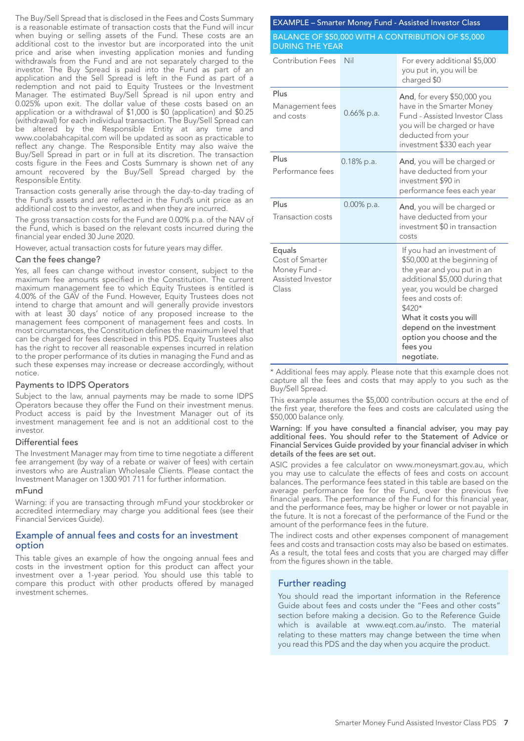The Buy/Sell Spread that is disclosed in the Fees and Costs Summary is a reasonable estimate of transaction costs that the Fund will incur when buying or selling assets of the Fund. These costs are an additional cost to the investor but are incorporated into the unit price and arise when investing application monies and funding withdrawals from the Fund and are not separately charged to the investor. The Buy Spread is paid into the Fund as part of an application and the Sell Spread is left in the Fund as part of a redemption and not paid to Equity Trustees or the Investment Manager. The estimated Buy/Sell Spread is nil upon entry and 0.025% upon exit. The dollar value of these costs based on an application or a withdrawal of $1,000 is $0 (application) and $0.25 (withdrawal) for each individual transaction. The Buy/Sell Spread can be altered by the Responsible Entity at any time and www.coolabahcapital.com will be updated as soon as practicable to reflect any change. The Responsible Entity may also waive the Buy/Sell Spread in part or in full at its discretion. The transaction costs figure in the Fees and Costs Summary is shown net of any amount recovered by the Buy/Sell Spread charged by the Responsible Entity.

Transaction costs generally arise through the day-to-day trading of the Fund's assets and are reflected in the Fund's unit price as an additional cost to the investor, as and when they are incurred.

The gross transaction costs for the Fund are 0.00% p.a. of the NAV of the Fund, which is based on the relevant costs incurred during the financial year ended 30 June 2020.

However, actual transaction costs for future years may differ.

### Can the fees change?

Yes, all fees can change without investor consent, subject to the maximum fee amounts specified in the Constitution. The current maximum management fee to which Equity Trustees is entitled is 4.00% of the GAV of the Fund. However, Equity Trustees does not intend to charge that amount and will generally provide investors with at least 30 days' notice of any proposed increase to the management fees component of management fees and costs. In most circumstances, the Constitution defines the maximum level that can be charged for fees described in this PDS. Equity Trustees also has the right to recover all reasonable expenses incurred in relation to the proper performance of its duties in managing the Fund and as such these expenses may increase or decrease accordingly, without notice.

### Payments to IDPS Operators

Subject to the law, annual payments may be made to some IDPS Operators because they offer the Fund on their investment menus. Product access is paid by the Investment Manager out of its investment management fee and is not an additional cost to the investor.

### Differential fees

The Investment Manager may from time to time negotiate a different fee arrangement (by way of a rebate or waiver of fees) with certain investors who are Australian Wholesale Clients. Please contact the Investment Manager on 1300 901 711 for further information.

### mFund

Warning: if you are transacting through mFund your stockbroker or accredited intermediary may charge you additional fees (see their Financial Services Guide).

## Example of annual fees and costs for an investment option

This table gives an example of how the ongoing annual fees and costs in the investment option for this product can affect your investment over a 1-year period. You should use this table to compare this product with other products offered by managed investment schemes.

| EXAMPLE – Smarter Money Fund - Assisted Investor Class<br>BALANCE OF $50,000 WITH A CONTRIBUTION OF $5,000 DURING THE YEAR | | |
|---|---|---|
| Contribution Fees | Nil | For every additional $5,000 you put in, you will be charged $0 |
| Plus<br>Management fees and costs | 0.66% p.a. | **And**, for every $50,000 you have in the Smarter Money Fund - Assisted Investor Class you will be charged or have deducted from your investment $330 each year |
| Plus<br>Performance fees | 0.18% p.a. | **And**, you will be charged or have deducted from your investment $90 in performance fees each year |
| Plus<br>Transaction costs | 0.00% p.a. | **And**, you will be charged or have deducted from your investment $0 in transaction costs |
| Equals<br>Cost of Smarter Money Fund - Assisted Investor Class | | If you had an investment of $50,000 at the beginning of the year and you put in an additional $5,000 during that year, you would be charged fees and costs of: $420*<br>**What it costs you will depend on the investment option you choose and the fees you negotiate.** |

\* Additional fees may apply. Please note that this example does not capture all the fees and costs that may apply to you such as the Buy/Sell Spread.

This example assumes the $5,000 contribution occurs at the end of the first year, therefore the fees and costs are calculated using the $50,000 balance only.

**Warning: If you have consulted a financial adviser, you may pay additional fees. You should refer to the Statement of Advice or Financial Services Guide provided by your financial adviser in which details of the fees are set out.**

ASIC provides a fee calculator on www.moneysmart.gov.au, which you may use to calculate the effects of fees and costs on account balances. The performance fees stated in this table are based on the average performance fee for the Fund, over the previous five financial years. The performance of the Fund for this financial year, and the performance fees, may be higher or lower or not payable in the future. It is not a forecast of the performance of the Fund or the amount of the performance fees in the future.

The indirect costs and other expenses component of management fees and costs and transaction costs may also be based on estimates. As a result, the total fees and costs that you are charged may differ from the figures shown in the table.

## Further reading

You should read the important information in the Reference Guide about fees and costs under the "Fees and other costs" section before making a decision. Go to the Reference Guide which is available at www.eqt.com.au/insto. The material relating to these matters may change between the time when you read this PDS and the day when you acquire the product.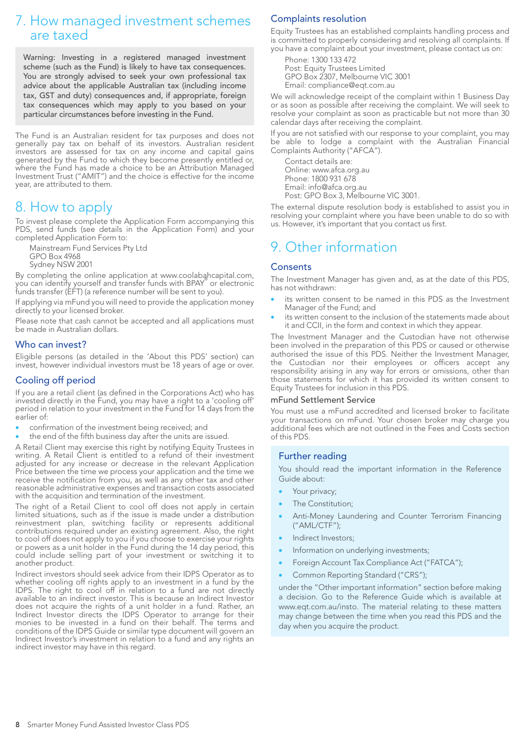# 7. How managed investment schemes are taxed

Warning: Investing in a registered managed investment scheme (such as the Fund) is likely to have tax consequences. You are strongly advised to seek your own professional tax advice about the applicable Australian tax (including income tax, GST and duty) consequences and, if appropriate, foreign tax consequences which may apply to you based on your particular circumstances before investing in the Fund.

The Fund is an Australian resident for tax purposes and does not generally pay tax on behalf of its investors. Australian resident investors are assessed for tax on any income and capital gains generated by the Fund to which they become presently entitled or, where the Fund has made a choice to be an Attribution Managed Investment Trust ("AMIT") and the choice is effective for the income year, are attributed to them.

# 8. How to apply

To invest please complete the Application Form accompanying this PDS, send funds (see details in the Application Form) and your completed Application Form to:

Mainstream Fund Services Pty Ltd
GPO Box 4968
Sydney NSW 2001

By completing the online application at www.coolabahcapital.com, you can identify yourself and transfer funds with BPAY® or electronic funds transfer (EFT) (a reference number will be sent to you).

If applying via mFund you will need to provide the application money directly to your licensed broker.

Please note that cash cannot be accepted and all applications must be made in Australian dollars.

## Who can invest?

Eligible persons (as detailed in the 'About this PDS' section) can invest, however individual investors must be 18 years of age or over.

## Cooling off period

If you are a retail client (as defined in the Corporations Act) who has invested directly in the Fund, you may have a right to a 'cooling off' period in relation to your investment in the Fund for 14 days from the earlier of:

- confirmation of the investment being received; and
- the end of the fifth business day after the units are issued.

A Retail Client may exercise this right by notifying Equity Trustees in writing. A Retail Client is entitled to a refund of their investment adjusted for any increase or decrease in the relevant Application Price between the time we process your application and the time we receive the notification from you, as well as any other tax and other reasonable administrative expenses and transaction costs associated with the acquisition and termination of the investment.

The right of a Retail Client to cool off does not apply in certain limited situations, such as if the issue is made under a distribution reinvestment plan, switching facility or represents additional contributions required under an existing agreement. Also, the right to cool off does not apply to you if you choose to exercise your rights or powers as a unit holder in the Fund during the 14 day period, this could include selling part of your investment or switching it to another product.

Indirect investors should seek advice from their IDPS Operator as to whether cooling off rights apply to an investment in a fund by the IDPS. The right to cool off in relation to a fund are not directly available to an indirect investor. This is because an Indirect Investor does not acquire the rights of a unit holder in a fund. Rather, an Indirect Investor directs the IDPS Operator to arrange for their monies to be invested in a fund on their behalf. The terms and conditions of the IDPS Guide or similar type document will govern an Indirect Investor's investment in relation to a fund and any rights an indirect investor may have in this regard.

## Complaints resolution

Equity Trustees has an established complaints handling process and is committed to properly considering and resolving all complaints. If you have a complaint about your investment, please contact us on:

Phone: 1300 133 472
Post: Equity Trustees Limited
GPO Box 2307, Melbourne VIC 3001
Email: compliance@eqt.com.au

We will acknowledge receipt of the complaint within 1 Business Day or as soon as possible after receiving the complaint. We will seek to resolve your complaint as soon as practicable but not more than 30 calendar days after receiving the complaint.

If you are not satisfied with our response to your complaint, you may be able to lodge a complaint with the Australian Financial Complaints Authority ("AFCA").

Contact details are:
Online: www.afca.org.au
Phone: 1800 931 678
Email: info@afca.org.au
Post: GPO Box 3, Melbourne VIC 3001.

The external dispute resolution body is established to assist you in resolving your complaint where you have been unable to do so with us. However, it's important that you contact us first.

# 9. Other information

## Consents

The Investment Manager has given and, as at the date of this PDS, has not withdrawn:

- its written consent to be named in this PDS as the Investment Manager of the Fund; and
- its written consent to the inclusion of the statements made about it and CCII, in the form and context in which they appear.

The Investment Manager and the Custodian have not otherwise been involved in the preparation of this PDS or caused or otherwise authorised the issue of this PDS. Neither the Investment Manager, the Custodian nor their employees or officers accept any responsibility arising in any way for errors or omissions, other than those statements for which it has provided its written consent to Equity Trustees for inclusion in this PDS.

### mFund Settlement Service

You must use a mFund accredited and licensed broker to facilitate your transactions on mFund. Your chosen broker may charge you additional fees which are not outlined in the Fees and Costs section of this PDS.

## Further reading

You should read the important information in the Reference Guide about:

- Your privacy;
- The Constitution;
- Anti-Money Laundering and Counter Terrorism Financing ("AML/CTF");
- Indirect Investors;
- Information on underlying investments;
- Foreign Account Tax Compliance Act ("FATCA");
- Common Reporting Standard ("CRS");

under the "Other important information" section before making a decision. Go to the Reference Guide which is available at www.eqt.com.au/insto. The material relating to these matters may change between the time when you read this PDS and the day when you acquire the product.